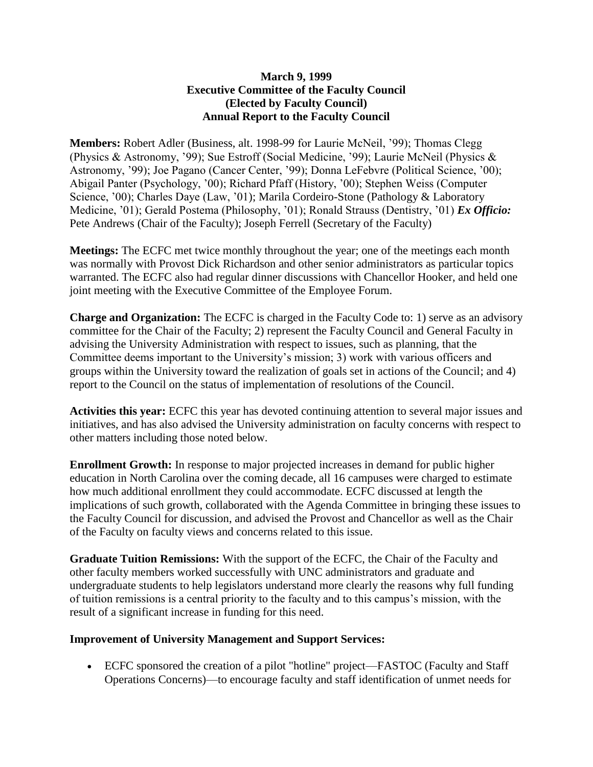**March 9, 1999**
**Executive Committee of the Faculty Council**
**(Elected by Faculty Council)**
**Annual Report to the Faculty Council**

**Members:** Robert Adler (Business, alt. 1998-99 for Laurie McNeil, '99); Thomas Clegg (Physics & Astronomy, '99); Sue Estroff (Social Medicine, '99); Laurie McNeil (Physics & Astronomy, '99); Joe Pagano (Cancer Center, '99); Donna LeFebvre (Political Science, '00); Abigail Panter (Psychology, '00); Richard Pfaff (History, '00); Stephen Weiss (Computer Science, '00); Charles Daye (Law, '01); Marila Cordeiro-Stone (Pathology & Laboratory Medicine, '01); Gerald Postema (Philosophy, '01); Ronald Strauss (Dentistry, '01) ***Ex Officio:*** Pete Andrews (Chair of the Faculty); Joseph Ferrell (Secretary of the Faculty)

**Meetings:** The ECFC met twice monthly throughout the year; one of the meetings each month was normally with Provost Dick Richardson and other senior administrators as particular topics warranted. The ECFC also had regular dinner discussions with Chancellor Hooker, and held one joint meeting with the Executive Committee of the Employee Forum.

**Charge and Organization:** The ECFC is charged in the Faculty Code to: 1) serve as an advisory committee for the Chair of the Faculty; 2) represent the Faculty Council and General Faculty in advising the University Administration with respect to issues, such as planning, that the Committee deems important to the University's mission; 3) work with various officers and groups within the University toward the realization of goals set in actions of the Council; and 4) report to the Council on the status of implementation of resolutions of the Council.

**Activities this year:** ECFC this year has devoted continuing attention to several major issues and initiatives, and has also advised the University administration on faculty concerns with respect to other matters including those noted below.

**Enrollment Growth:** In response to major projected increases in demand for public higher education in North Carolina over the coming decade, all 16 campuses were charged to estimate how much additional enrollment they could accommodate. ECFC discussed at length the implications of such growth, collaborated with the Agenda Committee in bringing these issues to the Faculty Council for discussion, and advised the Provost and Chancellor as well as the Chair of the Faculty on faculty views and concerns related to this issue.

**Graduate Tuition Remissions:** With the support of the ECFC, the Chair of the Faculty and other faculty members worked successfully with UNC administrators and graduate and undergraduate students to help legislators understand more clearly the reasons why full funding of tuition remissions is a central priority to the faculty and to this campus's mission, with the result of a significant increase in funding for this need.

**Improvement of University Management and Support Services:**

- ECFC sponsored the creation of a pilot "hotline" project—FASTOC (Faculty and Staff Operations Concerns)—to encourage faculty and staff identification of unmet needs for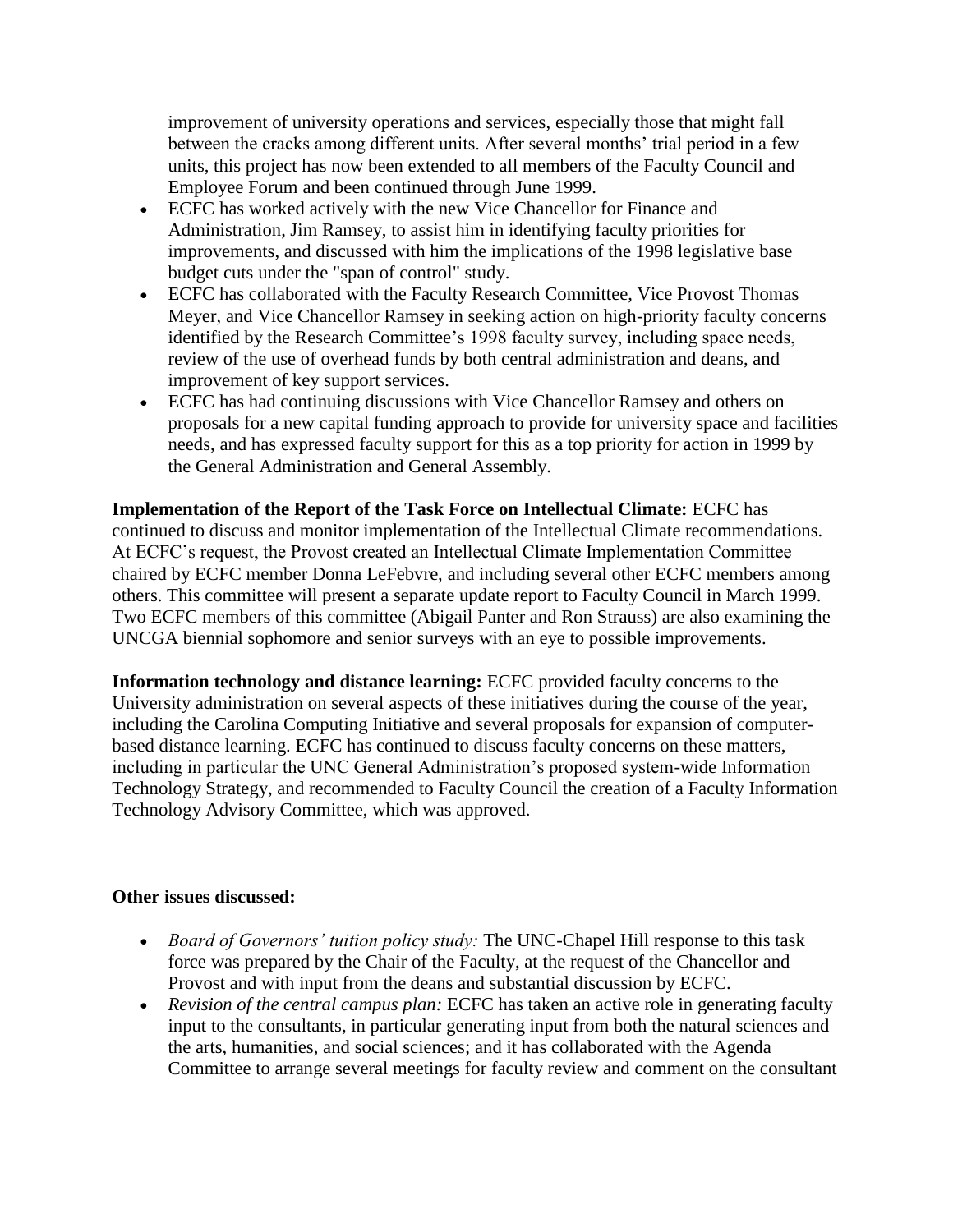improvement of university operations and services, especially those that might fall between the cracks among different units. After several months' trial period in a few units, this project has now been extended to all members of the Faculty Council and Employee Forum and been continued through June 1999.

- ECFC has worked actively with the new Vice Chancellor for Finance and Administration, Jim Ramsey, to assist him in identifying faculty priorities for improvements, and discussed with him the implications of the 1998 legislative base budget cuts under the "span of control" study.
- ECFC has collaborated with the Faculty Research Committee, Vice Provost Thomas Meyer, and Vice Chancellor Ramsey in seeking action on high-priority faculty concerns identified by the Research Committee's 1998 faculty survey, including space needs, review of the use of overhead funds by both central administration and deans, and improvement of key support services.
- ECFC has had continuing discussions with Vice Chancellor Ramsey and others on proposals for a new capital funding approach to provide for university space and facilities needs, and has expressed faculty support for this as a top priority for action in 1999 by the General Administration and General Assembly.

**Implementation of the Report of the Task Force on Intellectual Climate:** ECFC has continued to discuss and monitor implementation of the Intellectual Climate recommendations. At ECFC's request, the Provost created an Intellectual Climate Implementation Committee chaired by ECFC member Donna LeFebvre, and including several other ECFC members among others. This committee will present a separate update report to Faculty Council in March 1999. Two ECFC members of this committee (Abigail Panter and Ron Strauss) are also examining the UNCGA biennial sophomore and senior surveys with an eye to possible improvements.

**Information technology and distance learning:** ECFC provided faculty concerns to the University administration on several aspects of these initiatives during the course of the year, including the Carolina Computing Initiative and several proposals for expansion of computer-based distance learning. ECFC has continued to discuss faculty concerns on these matters, including in particular the UNC General Administration's proposed system-wide Information Technology Strategy, and recommended to Faculty Council the creation of a Faculty Information Technology Advisory Committee, which was approved.

**Other issues discussed:**

- *Board of Governors' tuition policy study:* The UNC-Chapel Hill response to this task force was prepared by the Chair of the Faculty, at the request of the Chancellor and Provost and with input from the deans and substantial discussion by ECFC.
- *Revision of the central campus plan:* ECFC has taken an active role in generating faculty input to the consultants, in particular generating input from both the natural sciences and the arts, humanities, and social sciences; and it has collaborated with the Agenda Committee to arrange several meetings for faculty review and comment on the consultant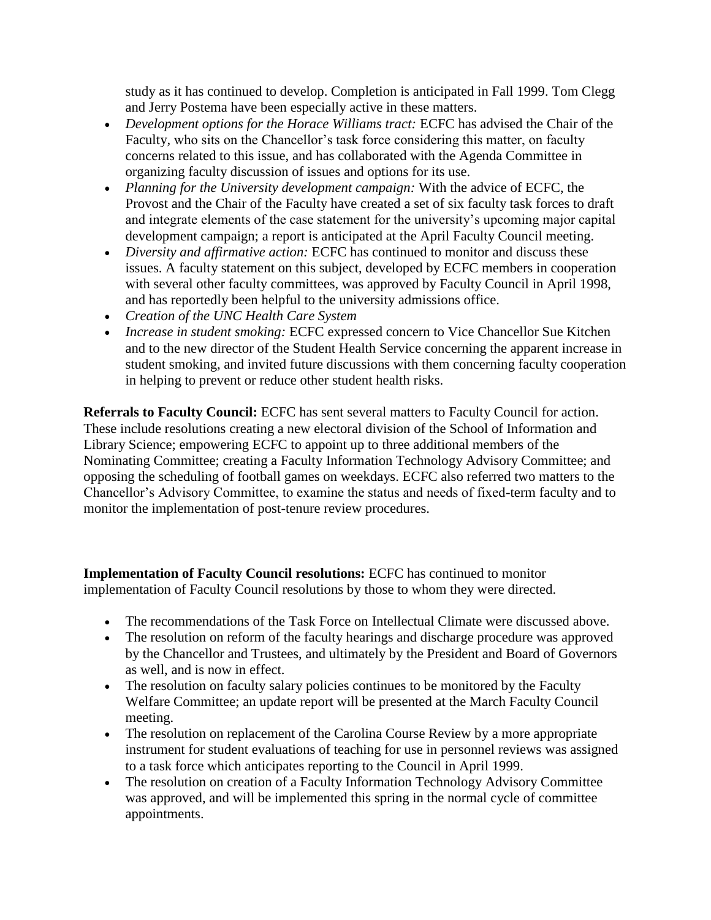study as it has continued to develop. Completion is anticipated in Fall 1999. Tom Clegg and Jerry Postema have been especially active in these matters.

- *Development options for the Horace Williams tract:* ECFC has advised the Chair of the Faculty, who sits on the Chancellor's task force considering this matter, on faculty concerns related to this issue, and has collaborated with the Agenda Committee in organizing faculty discussion of issues and options for its use.
- *Planning for the University development campaign:* With the advice of ECFC, the Provost and the Chair of the Faculty have created a set of six faculty task forces to draft and integrate elements of the case statement for the university's upcoming major capital development campaign; a report is anticipated at the April Faculty Council meeting.
- *Diversity and affirmative action:* ECFC has continued to monitor and discuss these issues. A faculty statement on this subject, developed by ECFC members in cooperation with several other faculty committees, was approved by Faculty Council in April 1998, and has reportedly been helpful to the university admissions office.
- *Creation of the UNC Health Care System*
- *Increase in student smoking:* ECFC expressed concern to Vice Chancellor Sue Kitchen and to the new director of the Student Health Service concerning the apparent increase in student smoking, and invited future discussions with them concerning faculty cooperation in helping to prevent or reduce other student health risks.

**Referrals to Faculty Council:** ECFC has sent several matters to Faculty Council for action. These include resolutions creating a new electoral division of the School of Information and Library Science; empowering ECFC to appoint up to three additional members of the Nominating Committee; creating a Faculty Information Technology Advisory Committee; and opposing the scheduling of football games on weekdays. ECFC also referred two matters to the Chancellor's Advisory Committee, to examine the status and needs of fixed-term faculty and to monitor the implementation of post-tenure review procedures.

**Implementation of Faculty Council resolutions:** ECFC has continued to monitor implementation of Faculty Council resolutions by those to whom they were directed.

- The recommendations of the Task Force on Intellectual Climate were discussed above.
- The resolution on reform of the faculty hearings and discharge procedure was approved by the Chancellor and Trustees, and ultimately by the President and Board of Governors as well, and is now in effect.
- The resolution on faculty salary policies continues to be monitored by the Faculty Welfare Committee; an update report will be presented at the March Faculty Council meeting.
- The resolution on replacement of the Carolina Course Review by a more appropriate instrument for student evaluations of teaching for use in personnel reviews was assigned to a task force which anticipates reporting to the Council in April 1999.
- The resolution on creation of a Faculty Information Technology Advisory Committee was approved, and will be implemented this spring in the normal cycle of committee appointments.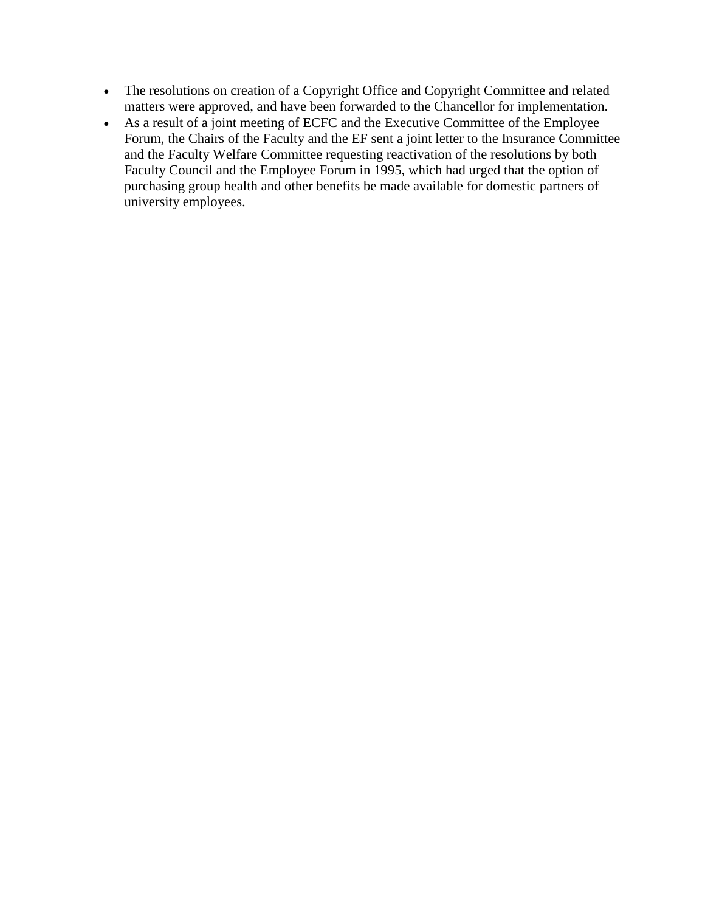- The resolutions on creation of a Copyright Office and Copyright Committee and related matters were approved, and have been forwarded to the Chancellor for implementation.
- As a result of a joint meeting of ECFC and the Executive Committee of the Employee Forum, the Chairs of the Faculty and the EF sent a joint letter to the Insurance Committee and the Faculty Welfare Committee requesting reactivation of the resolutions by both Faculty Council and the Employee Forum in 1995, which had urged that the option of purchasing group health and other benefits be made available for domestic partners of university employees.